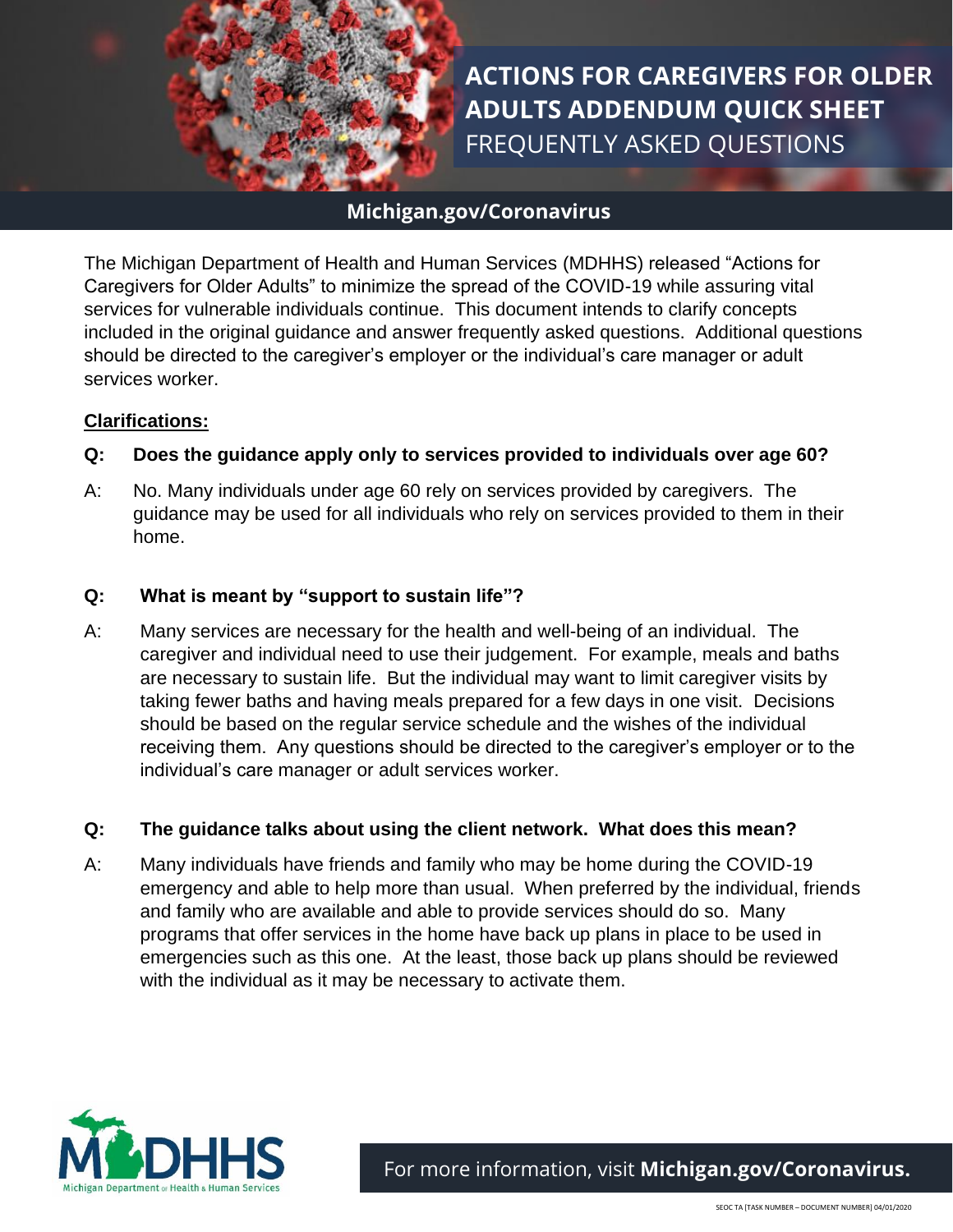# ACTIONS FOR CAREGIVERS FOR OLDER ADULTS ADDENDUM QUICK SHEET

## FREQUENTLY ASKED QUESTIONS

**Michigan.gov/Coronavirus**

The Michigan Department of Health and Human Services (MDHHS) released "Actions for Caregivers for Older Adults" to minimize the spread of the COVID-19 while assuring vital services for vulnerable individuals continue. This document intends to clarify concepts included in the original guidance and answer frequently asked questions. Additional questions should be directed to the caregiver's employer or the individual's care manager or adult services worker.

### Clarifications:

**Q: Does the guidance apply only to services provided to individuals over age 60?**

A: No. Many individuals under age 60 rely on services provided by caregivers. The guidance may be used for all individuals who rely on services provided to them in their home.

**Q: What is meant by "support to sustain life"?**

A: Many services are necessary for the health and well-being of an individual. The caregiver and individual need to use their judgement. For example, meals and baths are necessary to sustain life. But the individual may want to limit caregiver visits by taking fewer baths and having meals prepared for a few days in one visit. Decisions should be based on the regular service schedule and the wishes of the individual receiving them. Any questions should be directed to the caregiver's employer or to the individual's care manager or adult services worker.

**Q: The guidance talks about using the client network. What does this mean?**

A: Many individuals have friends and family who may be home during the COVID-19 emergency and able to help more than usual. When preferred by the individual, friends and family who are available and able to provide services should do so. Many programs that offer services in the home have back up plans in place to be used in emergencies such as this one. At the least, those back up plans should be reviewed with the individual as it may be necessary to activate them.

For more information, visit **Michigan.gov/Coronavirus.**

SEOC TA [TASK NUMBER – DOCUMENT NUMBER] 04/01/2020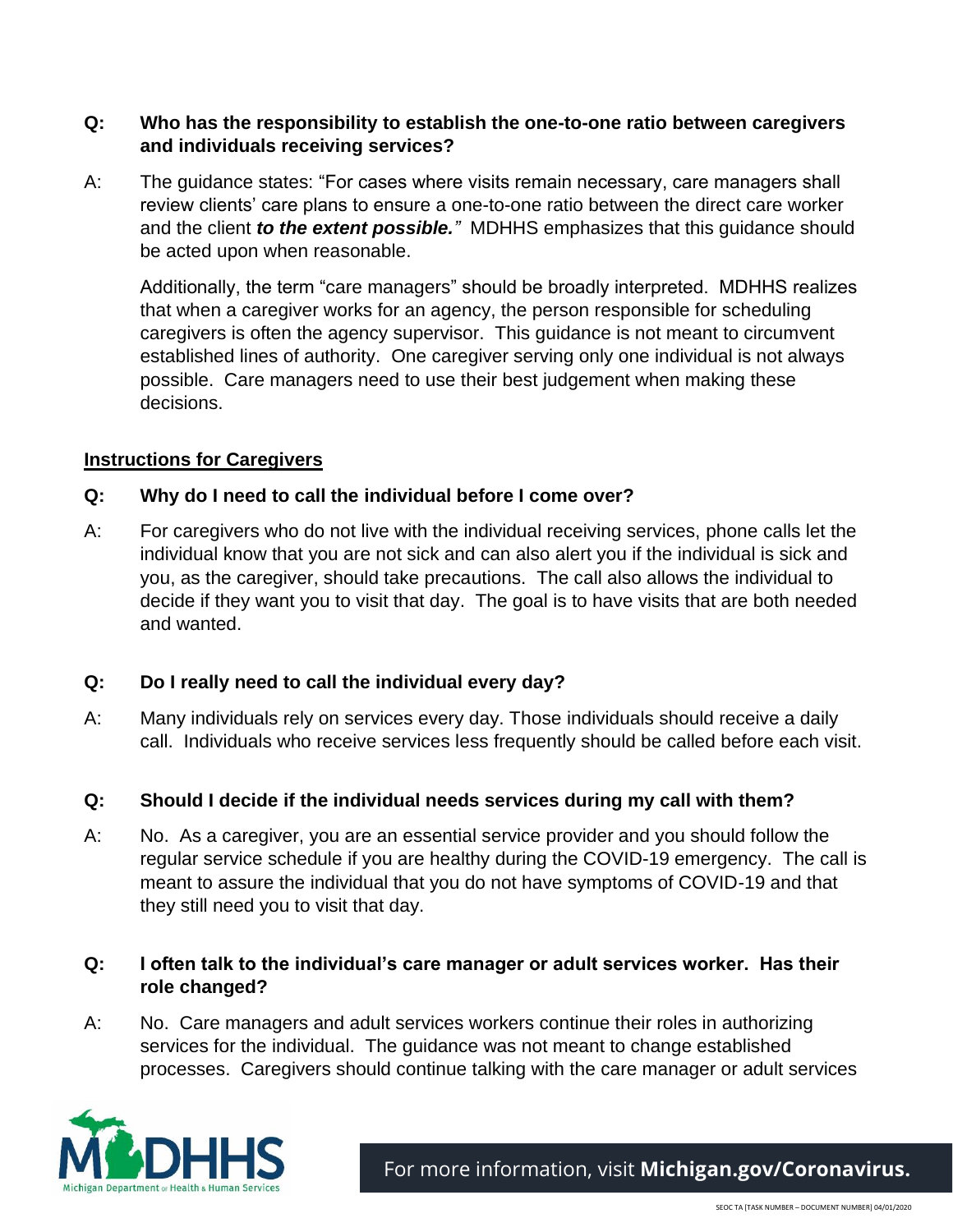**Q: Who has the responsibility to establish the one-to-one ratio between caregivers and individuals receiving services?**

A: The guidance states: "For cases where visits remain necessary, care managers shall review clients' care plans to ensure a one-to-one ratio between the direct care worker and the client ***to the extent possible.***" MDHHS emphasizes that this guidance should be acted upon when reasonable.

Additionally, the term "care managers" should be broadly interpreted. MDHHS realizes that when a caregiver works for an agency, the person responsible for scheduling caregivers is often the agency supervisor. This guidance is not meant to circumvent established lines of authority. One caregiver serving only one individual is not always possible. Care managers need to use their best judgement when making these decisions.

## Instructions for Caregivers

**Q: Why do I need to call the individual before I come over?**

A: For caregivers who do not live with the individual receiving services, phone calls let the individual know that you are not sick and can also alert you if the individual is sick and you, as the caregiver, should take precautions. The call also allows the individual to decide if they want you to visit that day. The goal is to have visits that are both needed and wanted.

**Q: Do I really need to call the individual every day?**

A: Many individuals rely on services every day. Those individuals should receive a daily call. Individuals who receive services less frequently should be called before each visit.

**Q: Should I decide if the individual needs services during my call with them?**

A: No. As a caregiver, you are an essential service provider and you should follow the regular service schedule if you are healthy during the COVID-19 emergency. The call is meant to assure the individual that you do not have symptoms of COVID-19 and that they still need you to visit that day.

**Q: I often talk to the individual's care manager or adult services worker. Has their role changed?**

A: No. Care managers and adult services workers continue their roles in authorizing services for the individual. The guidance was not meant to change established processes. Caregivers should continue talking with the care manager or adult services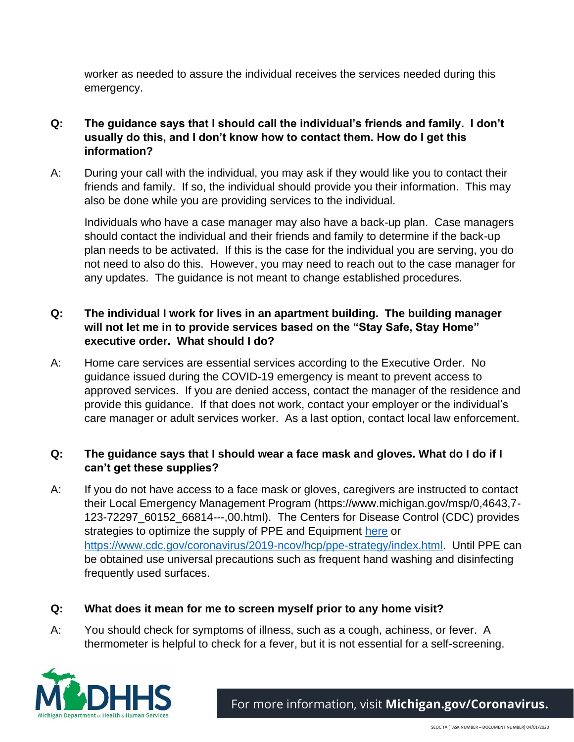worker as needed to assure the individual receives the services needed during this emergency.

**Q: The guidance says that I should call the individual's friends and family. I don't usually do this, and I don't know how to contact them. How do I get this information?**

A: During your call with the individual, you may ask if they would like you to contact their friends and family. If so, the individual should provide you their information. This may also be done while you are providing services to the individual.

Individuals who have a case manager may also have a back-up plan. Case managers should contact the individual and their friends and family to determine if the back-up plan needs to be activated. If this is the case for the individual you are serving, you do not need to also do this. However, you may need to reach out to the case manager for any updates. The guidance is not meant to change established procedures.

**Q: The individual I work for lives in an apartment building. The building manager will not let me in to provide services based on the "Stay Safe, Stay Home" executive order. What should I do?**

A: Home care services are essential services according to the Executive Order. No guidance issued during the COVID-19 emergency is meant to prevent access to approved services. If you are denied access, contact the manager of the residence and provide this guidance. If that does not work, contact your employer or the individual's care manager or adult services worker. As a last option, contact local law enforcement.

**Q: The guidance says that I should wear a face mask and gloves. What do I do if I can't get these supplies?**

A: If you do not have access to a face mask or gloves, caregivers are instructed to contact their Local Emergency Management Program (https://www.michigan.gov/msp/0,4643,7-123-72297_60152_66814---,00.html). The Centers for Disease Control (CDC) provides strategies to optimize the supply of PPE and Equipment [here](https://www.cdc.gov/coronavirus/2019-ncov/hcp/ppe-strategy/index.html) or https://www.cdc.gov/coronavirus/2019-ncov/hcp/ppe-strategy/index.html. Until PPE can be obtained use universal precautions such as frequent hand washing and disinfecting frequently used surfaces.

**Q: What does it mean for me to screen myself prior to any home visit?**

A: You should check for symptoms of illness, such as a cough, achiness, or fever. A thermometer is helpful to check for a fever, but it is not essential for a self-screening.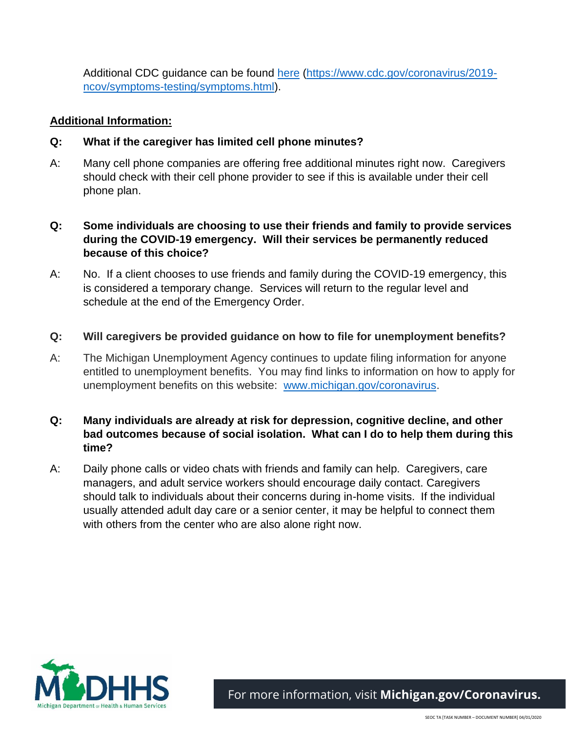Additional CDC guidance can be found [here](https://www.cdc.gov/coronavirus/2019-ncov/symptoms-testing/symptoms.html) (https://www.cdc.gov/coronavirus/2019-ncov/symptoms-testing/symptoms.html).

**Additional Information:**

**Q: What if the caregiver has limited cell phone minutes?**

A: Many cell phone companies are offering free additional minutes right now. Caregivers should check with their cell phone provider to see if this is available under their cell phone plan.

**Q: Some individuals are choosing to use their friends and family to provide services during the COVID-19 emergency. Will their services be permanently reduced because of this choice?**

A: No. If a client chooses to use friends and family during the COVID-19 emergency, this is considered a temporary change. Services will return to the regular level and schedule at the end of the Emergency Order.

**Q: Will caregivers be provided guidance on how to file for unemployment benefits?**

A: The Michigan Unemployment Agency continues to update filing information for anyone entitled to unemployment benefits. You may find links to information on how to apply for unemployment benefits on this website: www.michigan.gov/coronavirus.

**Q: Many individuals are already at risk for depression, cognitive decline, and other bad outcomes because of social isolation. What can I do to help them during this time?**

A: Daily phone calls or video chats with friends and family can help. Caregivers, care managers, and adult service workers should encourage daily contact. Caregivers should talk to individuals about their concerns during in-home visits. If the individual usually attended adult day care or a senior center, it may be helpful to connect them with others from the center who are also alone right now.

MDHHS Michigan Department of Health & Human Services

For more information, visit **Michigan.gov/Coronavirus.**

SEOC TA [TASK NUMBER – DOCUMENT NUMBER] 04/01/2020